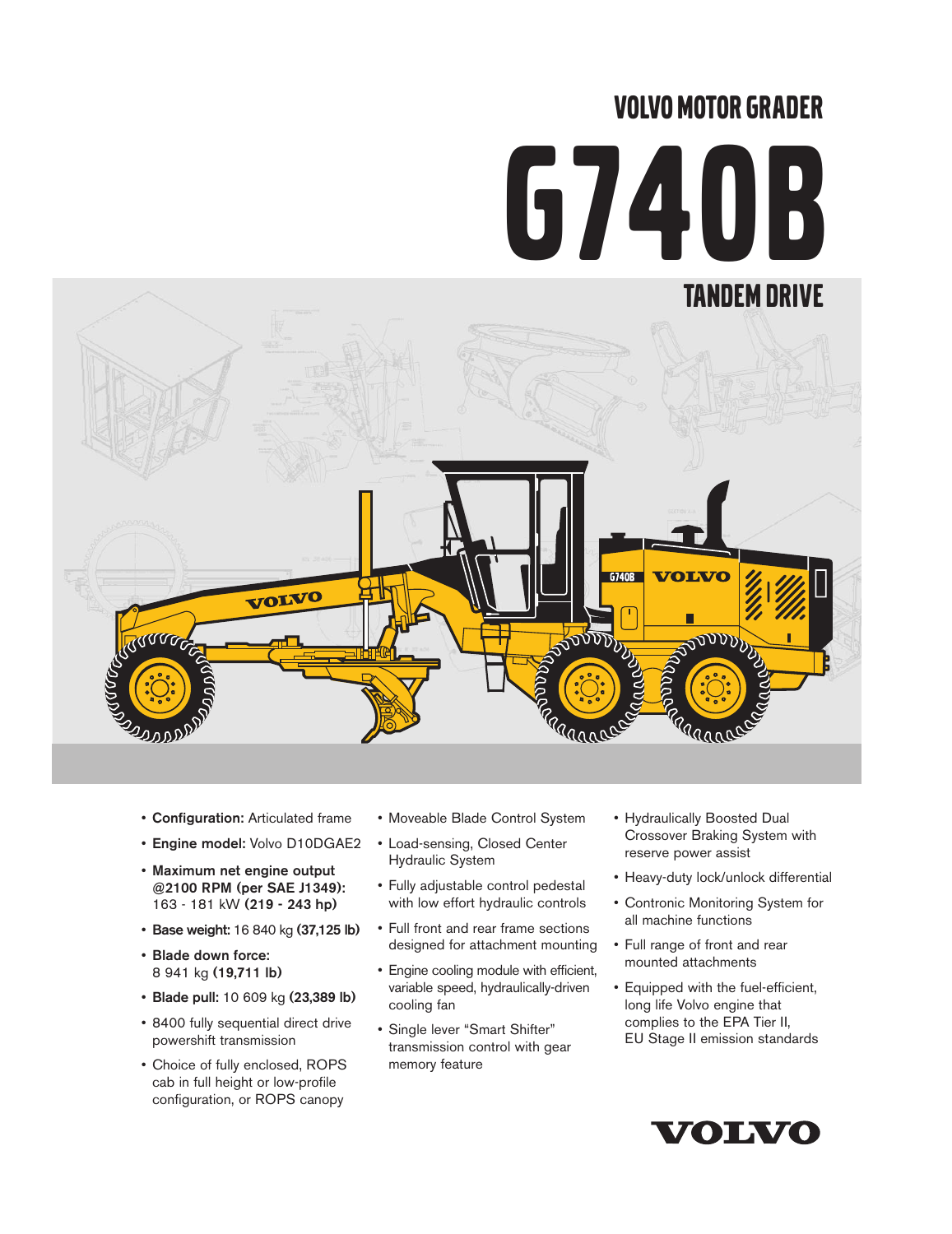# VOLVO MOTOR GRADER

# G740B

## TANDEM DRIVE

- **Configuration:** Articulated frame
- **Engine model:** Volvo D10DGAE2
- **Maximum net engine output @2100 RPM (per SAE J1349):** 163 - 181 kW **(219 - 243 hp)**
- **Base weight:** 16 840 kg **(37,125 lb)**
- **Blade down force:** 8 941 kg **(19,711 lb)**
- **Blade pull:** 10 609 kg **(23,389 lb)**
- 8400 fully sequential direct drive powershift transmission
- Choice of fully enclosed, ROPS cab in full height or low-profile configuration, or ROPS canopy
- Moveable Blade Control System
- Load-sensing, Closed Center Hydraulic System
- Fully adjustable control pedestal with low effort hydraulic controls
- Full front and rear frame sections designed for attachment mounting
- Engine cooling module with efficient, variable speed, hydraulically-driven cooling fan
- Single lever "Smart Shifter" transmission control with gear memory feature
- Hydraulically Boosted Dual Crossover Braking System with reserve power assist
- Heavy-duty lock/unlock differential
- Contronic Monitoring System for all machine functions
- Full range of front and rear mounted attachments
- Equipped with the fuel-efficient, long life Volvo engine that complies to the EPA Tier II, EU Stage II emission standards

VOLVO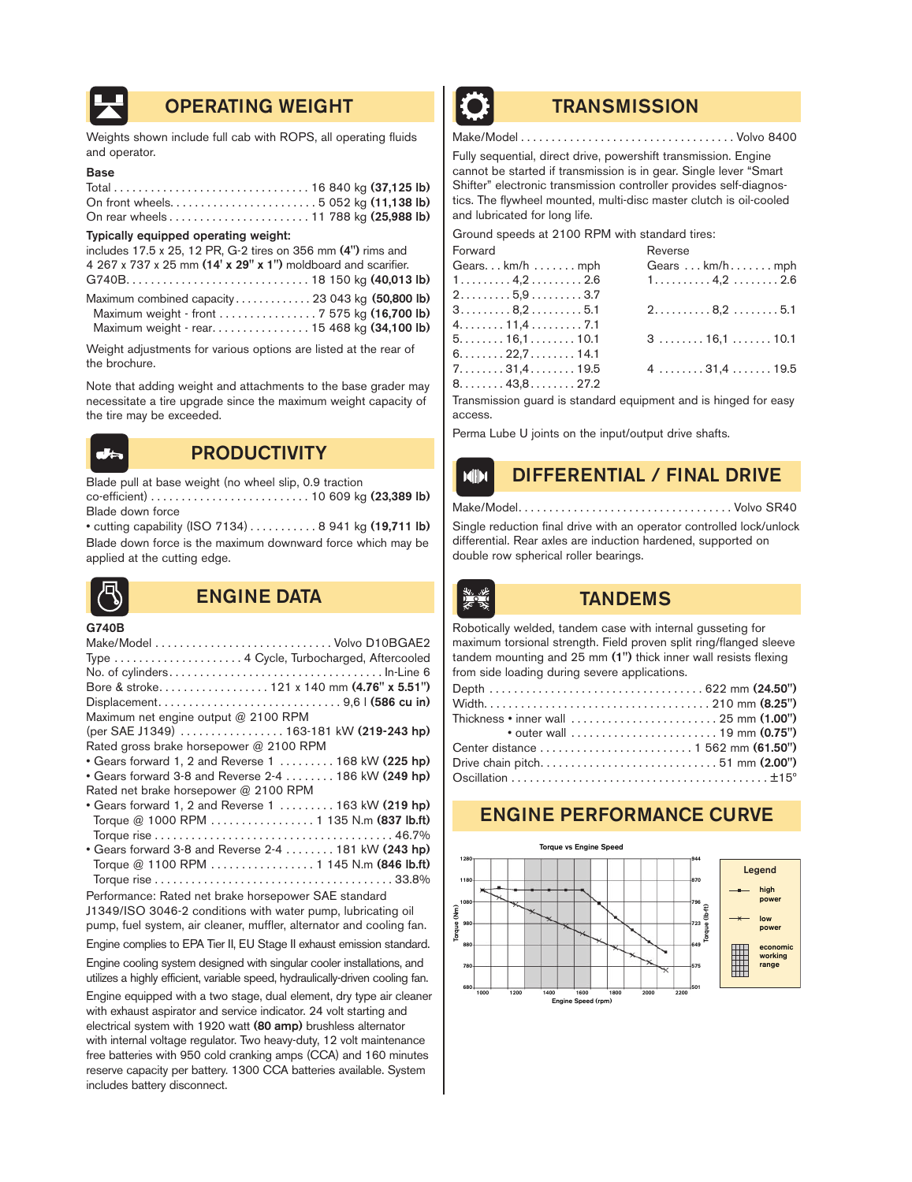## OPERATING WEIGHT

Weights shown include full cab with ROPS, all operating fluids and operator.

**Base**

Total ................................ 16 840 kg **(37,125 lb)**
On front wheels........................ 5 052 kg **(11,138 lb)**
On rear wheels ....................... 11 788 kg **(25,988 lb)**

**Typically equipped operating weight:**
includes 17.5 x 25, 12 PR, G-2 tires on 356 mm **(4")** rims and 4 267 x 737 x 25 mm **(14' x 29" x 1")** moldboard and scarifier.
G740B............................. 18 150 kg **(40,013 lb)**

Maximum combined capacity............. 23 043 kg **(50,800 lb)**
Maximum weight - front ................ 7 575 kg **(16,700 lb)**
Maximum weight - rear................ 15 468 kg **(34,100 lb)**

Weight adjustments for various options are listed at the rear of the brochure.

Note that adding weight and attachments to the base grader may necessitate a tire upgrade since the maximum weight capacity of the tire may be exceeded.

## PRODUCTIVITY

Blade pull at base weight (no wheel slip, 0.9 traction co-efficient) .......................... 10 609 kg **(23,389 lb)**
Blade down force
• cutting capability (ISO 7134)........... 8 941 kg **(19,711 lb)**
Blade down force is the maximum downward force which may be applied at the cutting edge.

## ENGINE DATA

**G740B**

Make/Model ............................ Volvo D10BGAE2
Type ..................... 4 Cycle, Turbocharged, Aftercooled
No. of cylinders.................................. In-Line 6
Bore & stroke.................. 121 x 140 mm **(4.76" x 5.51")**
Displacement............................. 9,6 l **(586 cu in)**
Maximum net engine output @ 2100 RPM
(per SAE J1349) ................. 163-181 kW **(219-243 hp)**
Rated gross brake horsepower @ 2100 RPM
• Gears forward 1, 2 and Reverse 1 ......... 168 kW **(225 hp)**
• Gears forward 3-8 and Reverse 2-4 ........ 186 kW **(249 hp)**
Rated net brake horsepower @ 2100 RPM
• Gears forward 1, 2 and Reverse 1 ......... 163 kW **(219 hp)**
Torque @ 1000 RPM ................. 1 135 N.m **(837 lb.ft)**
Torque rise ....................................... 46.7%
• Gears forward 3-8 and Reverse 2-4 ........ 181 kW **(243 hp)**
Torque @ 1100 RPM ................. 1 145 N.m **(846 lb.ft)**
Torque rise ....................................... 33.8%

Performance: Rated net brake horsepower SAE standard J1349/ISO 3046-2 conditions with water pump, lubricating oil pump, fuel system, air cleaner, muffler, alternator and cooling fan.

Engine complies to EPA Tier II, EU Stage II exhaust emission standard.

Engine cooling system designed with singular cooler installations, and utilizes a highly efficient, variable speed, hydraulically-driven cooling fan.

Engine equipped with a two stage, dual element, dry type air cleaner with exhaust aspirator and service indicator. 24 volt starting and electrical system with 1920 watt **(80 amp)** brushless alternator with internal voltage regulator. Two heavy-duty, 12 volt maintenance free batteries with 950 cold cranking amps (CCA) and 160 minutes reserve capacity per battery. 1300 CCA batteries available. System includes battery disconnect.

## TRANSMISSION

Make/Model ................................... Volvo 8400

Fully sequential, direct drive, powershift transmission. Engine cannot be started if transmission is in gear. Single lever "Smart Shifter" electronic transmission controller provides self-diagnostics. The flywheel mounted, multi-disc master clutch is oil-cooled and lubricated for long life.

Ground speeds at 2100 RPM with standard tires:

| Forward Gears | km/h | mph | Reverse Gears | km/h | mph |
|---|---|---|---|---|---|
| 1 | 4,2 | 2.6 | 1 | 4,2 | 2.6 |
| 2 | 5,9 | 3.7 | | | |
| 3 | 8,2 | 5.1 | 2 | 8,2 | 5.1 |
| 4 | 11,4 | 7.1 | | | |
| 5 | 16,1 | 10.1 | 3 | 16,1 | 10.1 |
| 6 | 22,7 | 14.1 | | | |
| 7 | 31,4 | 19.5 | 4 | 31,4 | 19.5 |
| 8 | 43,8 | 27.2 | | | |

Transmission guard is standard equipment and is hinged for easy access.

Perma Lube U joints on the input/output drive shafts.

## DIFFERENTIAL / FINAL DRIVE

Make/Model.................................... Volvo SR40

Single reduction final drive with an operator controlled lock/unlock differential. Rear axles are induction hardened, supported on double row spherical roller bearings.

## TANDEMS

Robotically welded, tandem case with internal gusseting for maximum torsional strength. Field proven split ring/flanged sleeve tandem mounting and 25 mm **(1")** thick inner wall resists flexing from side loading during severe applications.

Depth .................................. 622 mm **(24.50")**
Width.................................... 210 mm **(8.25")**
Thickness • inner wall ......................... 25 mm **(1.00")**
• outer wall ......................... 19 mm **(0.75")**
Center distance ........................ 1 562 mm **(61.50")**
Drive chain pitch............................ 51 mm **(2.00")**
Oscillation ........................................ ±15°

## ENGINE PERFORMANCE CURVE

Torque vs Engine Speed

Legend: high power; low power; economic working range

Torque (Nm): 680–1280; Torque (lb-ft): 501–944; Engine Speed (rpm): 1000–2200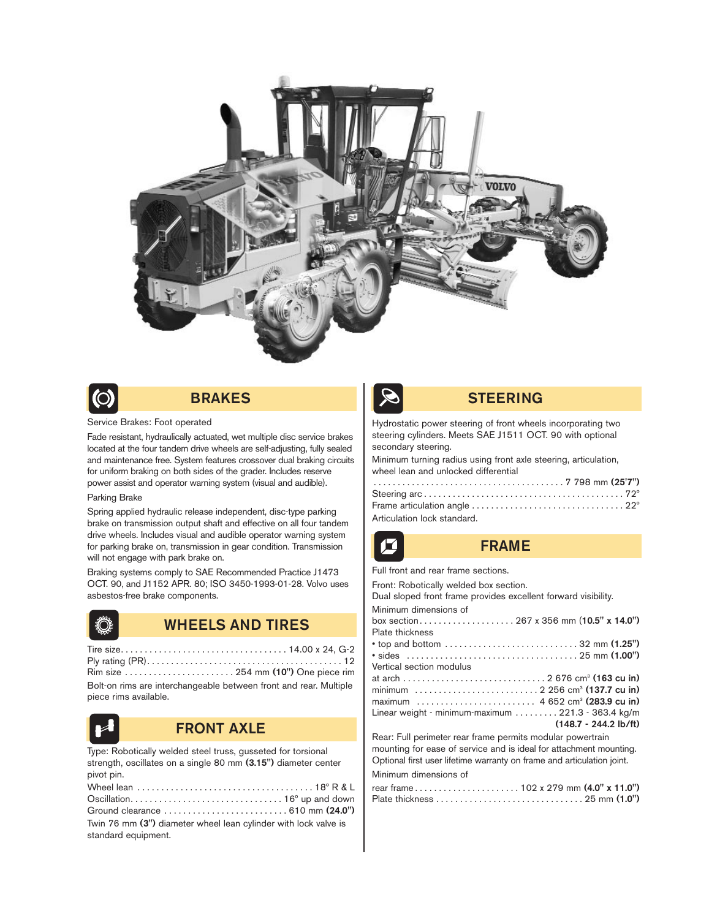## BRAKES

Service Brakes: Foot operated

Fade resistant, hydraulically actuated, wet multiple disc service brakes located at the four tandem drive wheels are self-adjusting, fully sealed and maintenance free. System features crossover dual braking circuits for uniform braking on both sides of the grader. Includes reserve power assist and operator warning system (visual and audible).

Parking Brake

Spring applied hydraulic release independent, disc-type parking brake on transmission output shaft and effective on all four tandem drive wheels. Includes visual and audible operator warning system for parking brake on, transmission in gear condition. Transmission will not engage with park brake on.

Braking systems comply to SAE Recommended Practice J1473 OCT. 90, and J1152 APR. 80; ISO 3450-1993-01-28. Volvo uses asbestos-free brake components.

## WHEELS AND TIRES

Tire size . . . . . . . . . . . . . . . . . . . . . . . . . . . . . . . . . . 14.00 x 24, G-2
Ply rating (PR) . . . . . . . . . . . . . . . . . . . . . . . . . . . . . . . . . . . . . . . . 12
Rim size . . . . . . . . . . . . . . . . . . . . . . 254 mm **(10")** One piece rim

Bolt-on rims are interchangeable between front and rear. Multiple piece rims available.

## FRONT AXLE

Type: Robotically welded steel truss, gusseted for torsional strength, oscillates on a single 80 mm **(3.15")** diameter center pivot pin.

Wheel lean . . . . . . . . . . . . . . . . . . . . . . . . . . . . . . . . . . . . 18° R & L
Oscillation . . . . . . . . . . . . . . . . . . . . . . . . . . . . . . . 16° up and down
Ground clearance . . . . . . . . . . . . . . . . . . . . . . . . . 610 mm **(24.0")**

Twin 76 mm **(3")** diameter wheel lean cylinder with lock valve is standard equipment.

## STEERING

Hydrostatic power steering of front wheels incorporating two steering cylinders. Meets SAE J1511 OCT. 90 with optional secondary steering.

Minimum turning radius using front axle steering, articulation, wheel lean and unlocked differential
. . . . . . . . . . . . . . . . . . . . . . . . . . . . . . . . . . . . . . . 7 798 mm **(25'7")**
Steering arc . . . . . . . . . . . . . . . . . . . . . . . . . . . . . . . . . . . . . . . . . 72°
Frame articulation angle . . . . . . . . . . . . . . . . . . . . . . . . . . . . . . . 22°

Articulation lock standard.

## FRAME

Full front and rear frame sections.

Front: Robotically welded box section.
Dual sloped front frame provides excellent forward visibility.

Minimum dimensions of
box section . . . . . . . . . . . . . . . . . . . . 267 x 356 mm (**10.5" x 14.0"**)
Plate thickness
• top and bottom . . . . . . . . . . . . . . . . . . . . . . . . . . . 32 mm **(1.25")**
• sides . . . . . . . . . . . . . . . . . . . . . . . . . . . . . . . . . . . 25 mm **(1.00")**
Vertical section modulus
at arch . . . . . . . . . . . . . . . . . . . . . . . . . . . . . 2 676 cm³ **(163 cu in)**
minimum . . . . . . . . . . . . . . . . . . . . . . . . . 2 256 cm³ **(137.7 cu in)**
maximum . . . . . . . . . . . . . . . . . . . . . . . . 4 652 cm³ **(283.9 cu in)**
Linear weight - minimum-maximum . . . . . . . . . 221.3 - 363.4 kg/m **(148.7 - 244.2 lb/ft)**

Rear: Full perimeter rear frame permits modular powertrain mounting for ease of service and is ideal for attachment mounting. Optional first user lifetime warranty on frame and articulation joint.

Minimum dimensions of
rear frame . . . . . . . . . . . . . . . . . . . . . 102 x 279 mm **(4.0" x 11.0")**
Plate thickness . . . . . . . . . . . . . . . . . . . . . . . . . . . . . . 25 mm **(1.0")**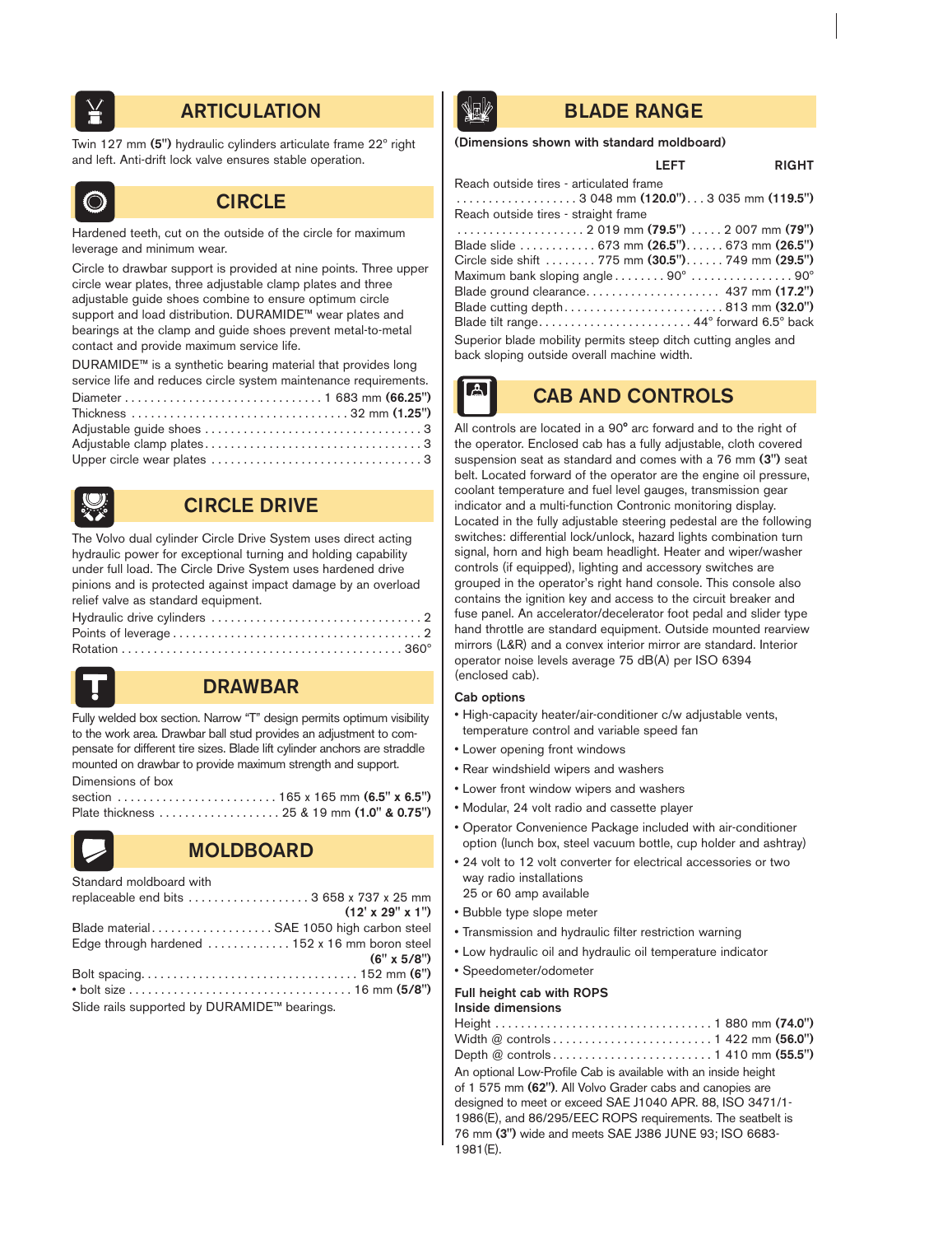## ARTICULATION

Twin 127 mm **(5")** hydraulic cylinders articulate frame 22° right and left. Anti-drift lock valve ensures stable operation.

## CIRCLE

Hardened teeth, cut on the outside of the circle for maximum leverage and minimum wear.

Circle to drawbar support is provided at nine points. Three upper circle wear plates, three adjustable clamp plates and three adjustable guide shoes combine to ensure optimum circle support and load distribution. DURAMIDE™ wear plates and bearings at the clamp and guide shoes prevent metal-to-metal contact and provide maximum service life.

DURAMIDE™ is a synthetic bearing material that provides long service life and reduces circle system maintenance requirements.

| | |
|---|---|
| Diameter | 1 683 mm **(66.25")** |
| Thickness | 32 mm **(1.25")** |
| Adjustable guide shoes | 3 |
| Adjustable clamp plates | 3 |
| Upper circle wear plates | 3 |

## CIRCLE DRIVE

The Volvo dual cylinder Circle Drive System uses direct acting hydraulic power for exceptional turning and holding capability under full load. The Circle Drive System uses hardened drive pinions and is protected against impact damage by an overload relief valve as standard equipment.

| | |
|---|---|
| Hydraulic drive cylinders | 2 |
| Points of leverage | 2 |
| Rotation | 360° |

## DRAWBAR

Fully welded box section. Narrow "T" design permits optimum visibility to the work area. Drawbar ball stud provides an adjustment to compensate for different tire sizes. Blade lift cylinder anchors are straddle mounted on drawbar to provide maximum strength and support.

| | |
|---|---|
| Dimensions of box section | 165 x 165 mm **(6.5" x 6.5")** |
| Plate thickness | 25 & 19 mm **(1.0" & 0.75")** |

## MOLDBOARD

| | |
|---|---|
| Standard moldboard with replaceable end bits | 3 658 x 737 x 25 mm **(12' x 29" x 1")** |
| Blade material | SAE 1050 high carbon steel |
| Edge through hardened | 152 x 16 mm boron steel **(6" x 5/8")** |
| Bolt spacing | 152 mm **(6")** |
| • bolt size | 16 mm **(5/8")** |

Slide rails supported by DURAMIDE™ bearings.

## BLADE RANGE

**(Dimensions shown with standard moldboard)**

| | LEFT | RIGHT |
|---|---|---|
| Reach outside tires - articulated frame | 3 048 mm **(120.0")** | 3 035 mm **(119.5")** |
| Reach outside tires - straight frame | 2 019 mm **(79.5")** | 2 007 mm **(79")** |
| Blade slide | 673 mm **(26.5")** | 673 mm **(26.5")** |
| Circle side shift | 775 mm **(30.5")** | 749 mm **(29.5")** |
| Maximum bank sloping angle | 90° | 90° |
| Blade ground clearance | | 437 mm **(17.2")** |
| Blade cutting depth | | 813 mm **(32.0")** |
| Blade tilt range | | 44° forward 6.5° back |

Superior blade mobility permits steep ditch cutting angles and back sloping outside overall machine width.

## CAB AND CONTROLS

All controls are located in a 90**°** arc forward and to the right of the operator. Enclosed cab has a fully adjustable, cloth covered suspension seat as standard and comes with a 76 mm **(3")** seat belt. Located forward of the operator are the engine oil pressure, coolant temperature and fuel level gauges, transmission gear indicator and a multi-function Contronic monitoring display. Located in the fully adjustable steering pedestal are the following switches: differential lock/unlock, hazard lights combination turn signal, horn and high beam headlight. Heater and wiper/washer controls (if equipped), lighting and accessory switches are grouped in the operator's right hand console. This console also contains the ignition key and access to the circuit breaker and fuse panel. An accelerator/decelerator foot pedal and slider type hand throttle are standard equipment. Outside mounted rearview mirrors (L&R) and a convex interior mirror are standard. Interior operator noise levels average 75 dB(A) per ISO 6394 (enclosed cab).

**Cab options**

- High-capacity heater/air-conditioner c/w adjustable vents, temperature control and variable speed fan
- Lower opening front windows
- Rear windshield wipers and washers
- Lower front window wipers and washers
- Modular, 24 volt radio and cassette player
- Operator Convenience Package included with air-conditioner option (lunch box, steel vacuum bottle, cup holder and ashtray)
- 24 volt to 12 volt converter for electrical accessories or two way radio installations
  25 or 60 amp available
- Bubble type slope meter
- Transmission and hydraulic filter restriction warning
- Low hydraulic oil and hydraulic oil temperature indicator
- Speedometer/odometer

**Full height cab with ROPS**
**Inside dimensions**

| | |
|---|---|
| Height | 1 880 mm **(74.0")** |
| Width @ controls | 1 422 mm **(56.0")** |
| Depth @ controls | 1 410 mm **(55.5")** |

An optional Low-Profile Cab is available with an inside height of 1 575 mm **(62")**. All Volvo Grader cabs and canopies are designed to meet or exceed SAE J1040 APR. 88, ISO 3471/1-1986(E), and 86/295/EEC ROPS requirements. The seatbelt is 76 mm **(3")** wide and meets SAE J386 JUNE 93; ISO 6683-1981(E).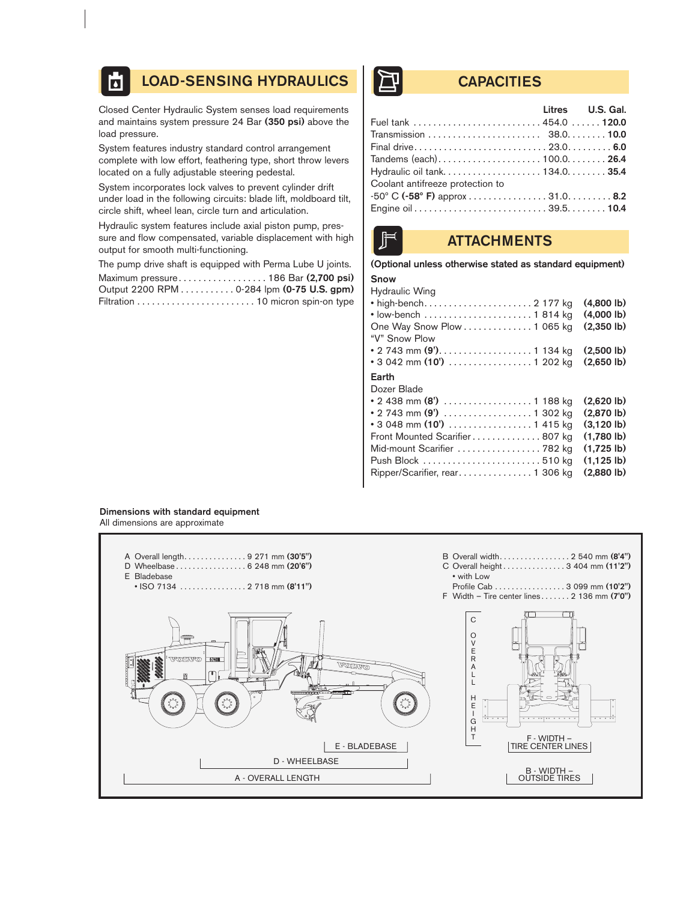## LOAD-SENSING HYDRAULICS

Closed Center Hydraulic System senses load requirements and maintains system pressure 24 Bar **(350 psi)** above the load pressure.

System features industry standard control arrangement complete with low effort, feathering type, short throw levers located on a fully adjustable steering pedestal.

System incorporates lock valves to prevent cylinder drift under load in the following circuits: blade lift, moldboard tilt, circle shift, wheel lean, circle turn and articulation.

Hydraulic system features include axial piston pump, pressure and flow compensated, variable displacement with high output for smooth multi-functioning.

The pump drive shaft is equipped with Perma Lube U joints.

| | |
|---|---|
| Maximum pressure | 186 Bar **(2,700 psi)** |
| Output 2200 RPM | 0-284 lpm **(0-75 U.S. gpm)** |
| Filtration | 10 micron spin-on type |

## CAPACITIES

| | Litres | U.S. Gal. |
|---|---|---|
| Fuel tank | 454.0 | **120.0** |
| Transmission | 38.0 | **10.0** |
| Final drive | 23.0 | **6.0** |
| Tandems (each) | 100.0 | **26.4** |
| Hydraulic oil tank | 134.0 | **35.4** |
| Coolant antifreeze protection to -50° C **(-58° F)** approx | 31.0 | **8.2** |
| Engine oil | 39.5 | **10.4** |

## ATTACHMENTS

**(Optional unless otherwise stated as standard equipment)**

**Snow**

| | | |
|---|---|---|
| Hydraulic Wing | | |
| • high-bench | 2 177 kg | **(4,800 lb)** |
| • low-bench | 1 814 kg | **(4,000 lb)** |
| One Way Snow Plow | 1 065 kg | **(2,350 lb)** |
| "V" Snow Plow | | |
| • 2 743 mm **(9')** | 1 134 kg | **(2,500 lb)** |
| • 3 042 mm **(10')** | 1 202 kg | **(2,650 lb)** |

**Earth**

| | | |
|---|---|---|
| Dozer Blade | | |
| • 2 438 mm **(8')** | 1 188 kg | **(2,620 lb)** |
| • 2 743 mm **(9')** | 1 302 kg | **(2,870 lb)** |
| • 3 048 mm **(10')** | 1 415 kg | **(3,120 lb)** |
| Front Mounted Scarifier | 807 kg | **(1,780 lb)** |
| Mid-mount Scarifier | 782 kg | **(1,725 lb)** |
| Push Block | 510 kg | **(1,125 lb)** |
| Ripper/Scarifier, rear | 1 306 kg | **(2,880 lb)** |

**Dimensions with standard equipment**

All dimensions are approximate

| | |
|---|---|
| A Overall length | 9 271 mm **(30'5")** |
| D Wheelbase | 6 248 mm **(20'6")** |
| E Bladebase • ISO 7134 | 2 718 mm **(8'11")** |
| B Overall width | 2 540 mm **(8'4")** |
| C Overall height | 3 404 mm **(11'2")** |
| • with Low Profile Cab | 3 099 mm **(10'2")** |
| F Width – Tire center lines | 2 136 mm **(7'0")** |

E - BLADEBASE

D - WHEELBASE

A - OVERALL LENGTH

C OVERALL HEIGHT

F - WIDTH – TIRE CENTER LINES

B - WIDTH – OUTSIDE TIRES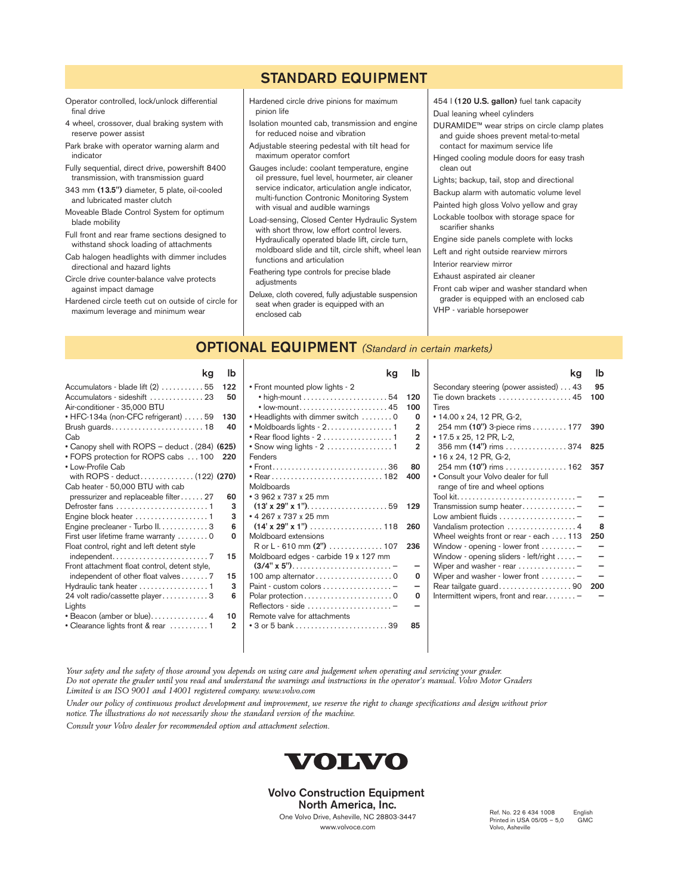## STANDARD EQUIPMENT

Operator controlled, lock/unlock differential final drive

4 wheel, crossover, dual braking system with reserve power assist

Park brake with operator warning alarm and indicator

Fully sequential, direct drive, powershift 8400 transmission, with transmission guard

343 mm **(13.5")** diameter, 5 plate, oil-cooled and lubricated master clutch

Moveable Blade Control System for optimum blade mobility

Full front and rear frame sections designed to withstand shock loading of attachments

Cab halogen headlights with dimmer includes directional and hazard lights

Circle drive counter-balance valve protects against impact damage

Hardened circle teeth cut on outside of circle for maximum leverage and minimum wear

Hardened circle drive pinions for maximum pinion life

Isolation mounted cab, transmission and engine for reduced noise and vibration

Adjustable steering pedestal with tilt head for maximum operator comfort

Gauges include: coolant temperature, engine oil pressure, fuel level, hourmeter, air cleaner service indicator, articulation angle indicator, multi-function Contronic Monitoring System with visual and audible warnings

Load-sensing, Closed Center Hydraulic System with short throw, low effort control levers. Hydraulically operated blade lift, circle turn, moldboard slide and tilt, circle shift, wheel lean functions and articulation

Feathering type controls for precise blade adjustments

Deluxe, cloth covered, fully adjustable suspension seat when grader is equipped with an enclosed cab

454 l **(120 U.S. gallon)** fuel tank capacity

Dual leaning wheel cylinders

DURAMIDE™ wear strips on circle clamp plates and guide shoes prevent metal-to-metal contact for maximum service life

Hinged cooling module doors for easy trash clean out

Lights; backup, tail, stop and directional

Backup alarm with automatic volume level

Painted high gloss Volvo yellow and gray

Lockable toolbox with storage space for scarifier shanks

Engine side panels complete with locks

Left and right outside rearview mirrors

Interior rearview mirror

Exhaust aspirated air cleaner

Front cab wiper and washer standard when grader is equipped with an enclosed cab

VHP - variable horsepower

## OPTIONAL EQUIPMENT *(Standard in certain markets)*

| | kg | lb |
|---|---|---|
| Accumulators - blade lift (2) | 55 | 122 |
| Accumulators - sideshift | 23 | 50 |
| Air-conditioner - 35,000 BTU | | |
| • HFC-134a (non-CFC refrigerant) | 59 | 130 |
| Brush guards | 18 | 40 |
| Cab | | |
| • Canopy shell with ROPS – deduct | (284) | **(625)** |
| • FOPS protection for ROPS cabs | 100 | 220 |
| • Low-Profile Cab with ROPS - deduct | (122) | **(270)** |
| Cab heater - 50,000 BTU with cab pressurizer and replaceable filter | 27 | 60 |
| Defroster fans | 1 | 3 |
| Engine block heater | 1 | 3 |
| Engine precleaner - Turbo II | 3 | 6 |
| First user lifetime frame warranty | 0 | 0 |
| Float control, right and left detent style independent | 7 | 15 |
| Front attachment float control, detent style, independent of other float valves | 7 | 15 |
| Hydraulic tank heater | 1 | 3 |
| 24 volt radio/cassette player | 3 | 6 |
| Lights | | |
| • Beacon (amber or blue) | 4 | 10 |
| • Clearance lights front & rear | 1 | 2 |
| • Front mounted plow lights - 2 | | |
| • high-mount | 54 | 120 |
| • low-mount | 45 | 100 |
| • Headlights with dimmer switch | 0 | 0 |
| • Moldboards lights - 2 | 1 | 2 |
| • Rear flood lights - 2 | 1 | 2 |
| • Snow wing lights - 2 | 1 | 2 |
| Fenders | | |
| • Front | 36 | 80 |
| • Rear | 182 | 400 |
| Moldboards | | |
| • 3 962 x 737 x 25 mm **(13' x 29" x 1")** | 59 | 129 |
| • 4 267 x 737 x 25 mm **(14' x 29" x 1")** | 118 | 260 |
| Moldboard extensions R or L - 610 mm **(2')** | 107 | 236 |
| Moldboard edges - carbide 19 x 127 mm **(3/4" x 5")** | – | – |
| 100 amp alternator | 0 | 0 |
| Paint - custom colors | – | – |
| Polar protection | 0 | 0 |
| Reflectors - side | – | – |
| Remote valve for attachments | | |
| • 3 or 5 bank | 39 | 85 |
| Secondary steering (power assisted) | 43 | 95 |
| Tie down brackets | 45 | 100 |
| Tires | | |
| • 14.00 x 24, 12 PR, G-2, 254 mm **(10")** 3-piece rims | 177 | 390 |
| • 17.5 x 25, 12 PR, L-2, 356 mm **(14")** rims | 374 | 825 |
| • 16 x 24, 12 PR, G-2, 254 mm **(10")** rims | 162 | 357 |
| • Consult your Volvo dealer for full range of tire and wheel options | | |
| Tool kit | – | – |
| Transmission sump heater | – | – |
| Low ambient fluids | – | – |
| Vandalism protection | 4 | 8 |
| Wheel weights front or rear - each | 113 | 250 |
| Window - opening - lower front | – | – |
| Window - opening sliders - left/right | – | – |
| Wiper and washer - rear | – | – |
| Wiper and washer - lower front | – | – |
| Rear tailgate guard | 90 | 200 |
| Intermittent wipers, front and rear | – | – |

*Your safety and the safety of those around you depends on using care and judgement when operating and servicing your grader. Do not operate the grader until you read and understand the warnings and instructions in the operator's manual. Volvo Motor Graders Limited is an ISO 9001 and 14001 registered company. www.volvo.com*

*Under our policy of continuous product development and improvement, we reserve the right to change specifications and design without prior notice. The illustrations do not necessarily show the standard version of the machine.*

*Consult your Volvo dealer for recommended option and attachment selection.*

VOLVO

**Volvo Construction Equipment North America, Inc.**

One Volvo Drive, Asheville, NC 28803-3447

www.volvoce.com

Ref. No. 22 6 434 1008 English
Printed in USA 05/05 – 5,0 GMC
Volvo, Asheville